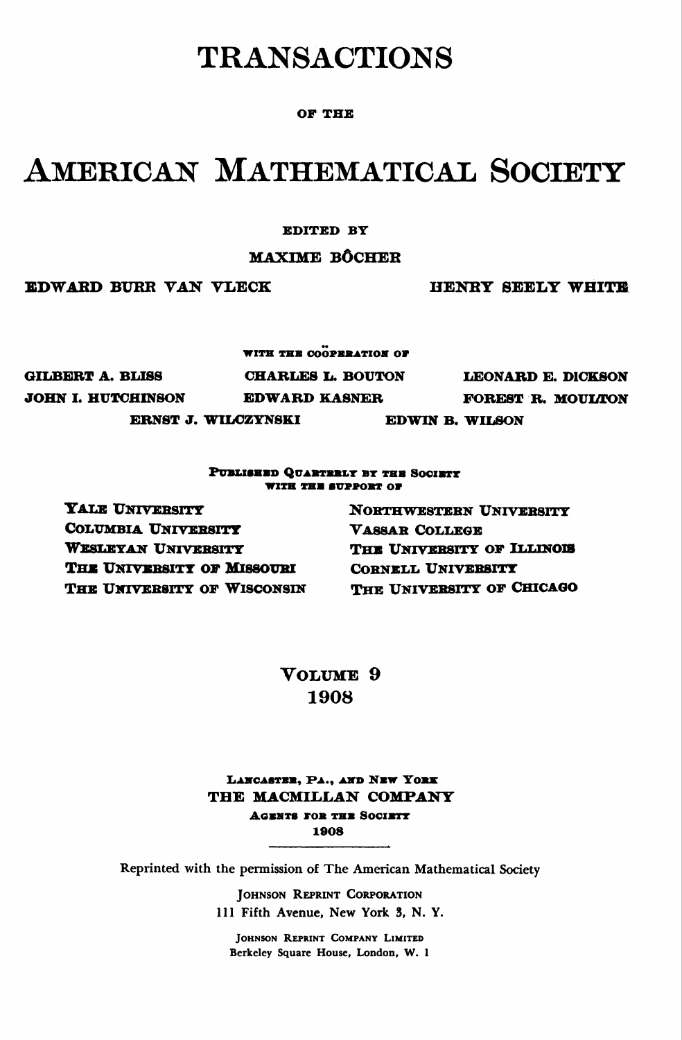# TRANSACTIONS

OF THE

# AMERICAN MATHEMATICAL SOCIETY

EDITED BY

MAXIME BÔCHER

EDWARD BURR VAN VLECK HENRY SEELY WHITE

WITH THE COÖPERATION OF

GILBERT A. BLISS CHARLES L. BOUTON LEONARD E. DICKSON

JOHN I. HUTCHINSON EDWARD KASNER FOREST R. MOULTON

ERNST J. WILCZYNSKI EDWIN B. WILSON

PUBLISHED QUARTERLY BY THE SOCIETY
WITH THE SUPPORT OF

YALE UNIVERSITY
COLUMBIA UNIVERSITY
WESLEYAN UNIVERSITY
THE UNIVERSITY OF MISSOURI
THE UNIVERSITY OF WISCONSIN
NORTHWESTERN UNIVERSITY
VASSAR COLLEGE
THE UNIVERSITY OF ILLINOIS
CORNELL UNIVERSITY
THE UNIVERSITY OF CHICAGO

VOLUME 9
1908

LANCASTER, PA., AND NEW YORK
THE MACMILLAN COMPANY
AGENTS FOR THE SOCIETY
1908

Reprinted with the permission of The American Mathematical Society

JOHNSON REPRINT CORPORATION
111 Fifth Avenue, New York 3, N. Y.

JOHNSON REPRINT COMPANY LIMITED
Berkeley Square House, London, W. 1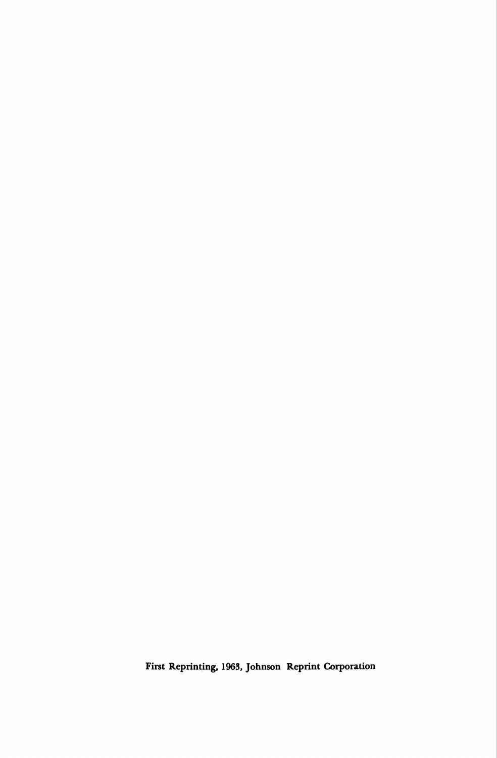First Reprinting, 1963, Johnson Reprint Corporation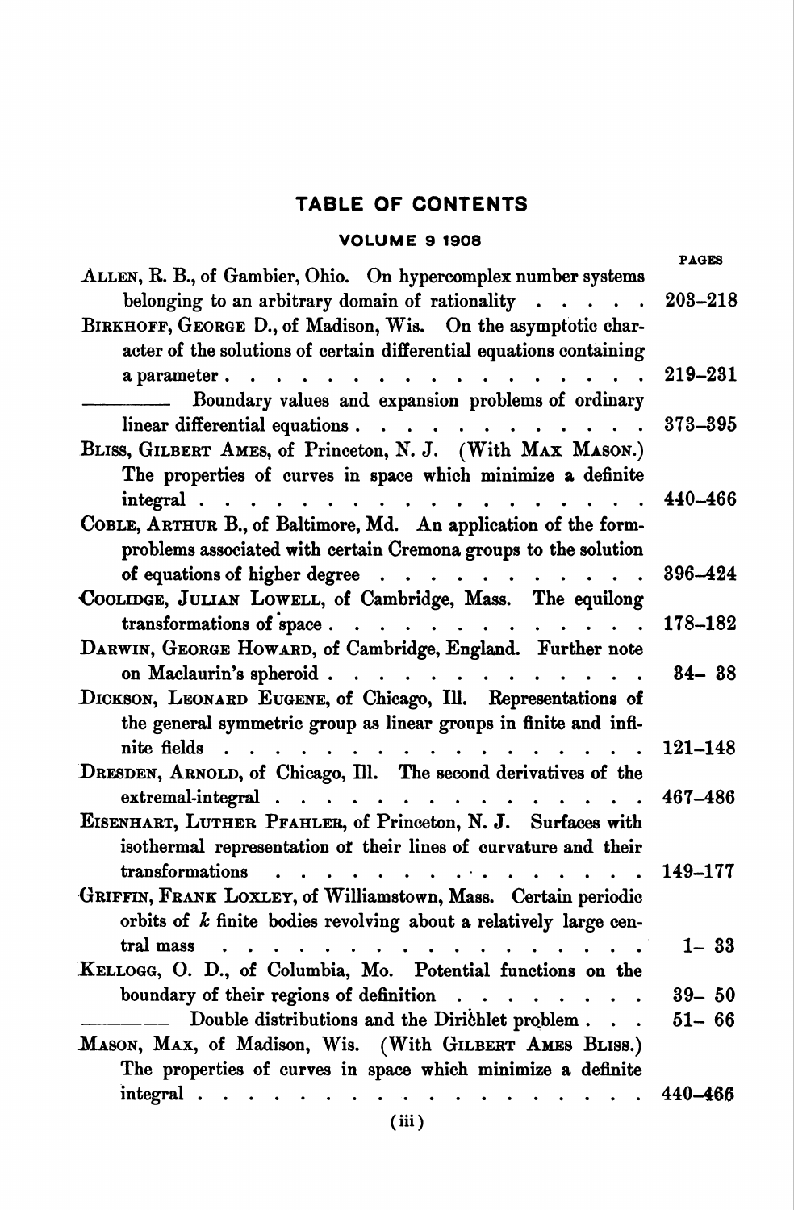# TABLE OF CONTENTS

## VOLUME 9 1908

| | PAGES |
|---|---|
| ALLEN, R. B., of Gambier, Ohio. On hypercomplex number systems belonging to an arbitrary domain of rationality . . . . . | 203–218 |
| BIRKHOFF, GEORGE D., of Madison, Wis. On the asymptotic character of the solutions of certain differential equations containing a parameter . . . . . . . . . . . . . . . . . . | 219–231 |
| ———— Boundary values and expansion problems of ordinary linear differential equations . . . . . . . . . . . . | 373–395 |
| BLISS, GILBERT AMES, of Princeton, N. J. (With MAX MASON.) The properties of curves in space which minimize a definite integral . . . . . . . . . . . . . . . . . . | 440–466 |
| COBLE, ARTHUR B., of Baltimore, Md. An application of the form-problems associated with certain Cremona groups to the solution of equations of higher degree . . . . . . . . . . . | 396–424 |
| COOLIDGE, JULIAN LOWELL, of Cambridge, Mass. The equilong transformations of space . . . . . . . . . . . . . | 178–182 |
| DARWIN, GEORGE HOWARD, of Cambridge, England. Further note on Maclaurin's spheroid . . . . . . . . . . . . . | 34– 38 |
| DICKSON, LEONARD EUGENE, of Chicago, Ill. Representations of the general symmetric group as linear groups in finite and infinite fields . . . . . . . . . . . . . . . . . . | 121–148 |
| DRESDEN, ARNOLD, of Chicago, Ill. The second derivatives of the extremal-integral . . . . . . . . . . . . . . . | 467–486 |
| EISENHART, LUTHER PFAHLER, of Princeton, N. J. Surfaces with isothermal representation of their lines of curvature and their transformations . . . . . . . . . . . . . . . . | 149–177 |
| GRIFFIN, FRANK LOXLEY, of Williamstown, Mass. Certain periodic orbits of $k$ finite bodies revolving about a relatively large central mass . . . . . . . . . . . . . . . . . . | 1– 33 |
| KELLOGG, O. D., of Columbia, Mo. Potential functions on the boundary of their regions of definition . . . . . . . . . | 39– 50 |
| ———— Double distributions and the Dirichlet problem . . . | 51– 66 |
| MASON, MAX, of Madison, Wis. (With GILBERT AMES BLISS.) The properties of curves in space which minimize a definite integral . . . . . . . . . . . . . . . . . . | 440–466 |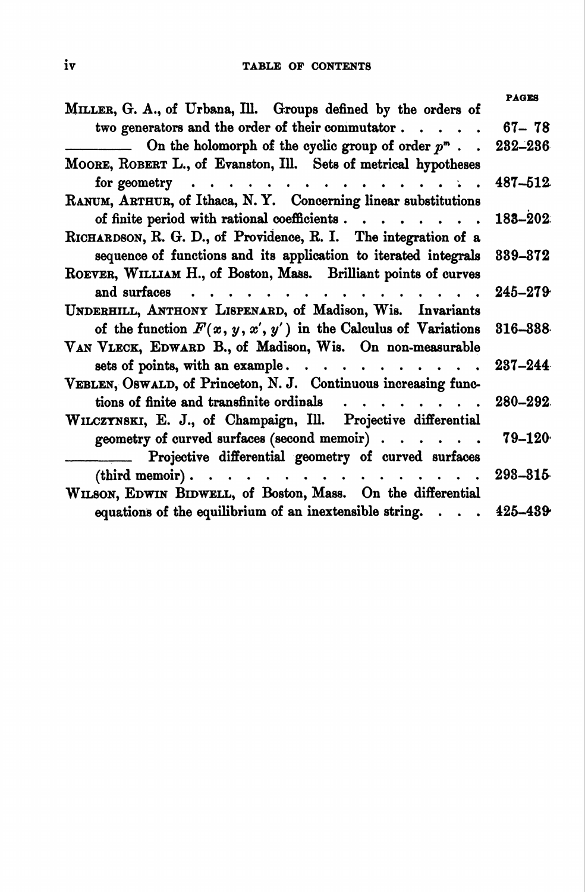PAGES

MILLER, G. A., of Urbana, Ill. Groups defined by the orders of two generators and the order of their commutator . . . . . 67– 78

———— On the holomorph of the cyclic group of order $p^m$ . . 232–236

MOORE, ROBERT L., of Evanston, Ill. Sets of metrical hypotheses for geometry . . . . . . . . . . . . . . . . . 487–512

RANUM, ARTHUR, of Ithaca, N. Y. Concerning linear substitutions of finite period with rational coefficients . . . . . . . . 183–202

RICHARDSON, R. G. D., of Providence, R. I. The integration of a sequence of functions and its application to iterated integrals 339–372

ROEVER, WILLIAM H., of Boston, Mass. Brilliant points of curves and surfaces . . . . . . . . . . . . . . . . . 245–279

UNDERHILL, ANTHONY LISPENARD, of Madison, Wis. Invariants of the function $F(x, y, x', y')$ in the Calculus of Variations 316–338

VAN VLECK, EDWARD B., of Madison, Wis. On non-measurable sets of points, with an example . . . . . . . . . . . 237–244

VEBLEN, OSWALD, of Princeton, N. J. Continuous increasing functions of finite and transfinite ordinals . . . . . . . . 280–292

WILCZYNSKI, E. J., of Champaign, Ill. Projective differential geometry of curved surfaces (second memoir) . . . . . . 79–120

———— Projective differential geometry of curved surfaces (third memoir) . . . . . . . . . . . . . . . . . 293–315

WILSON, EDWIN BIDWELL, of Boston, Mass. On the differential equations of the equilibrium of an inextensible string. . . . 425–439